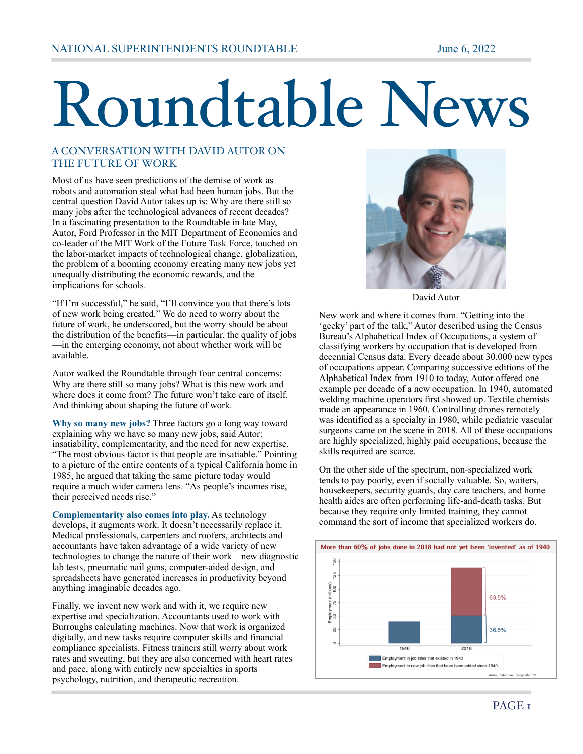# Roundtable News

## A CONVERSATION WITH DAVID AUTOR ON THE FUTURE OF WORK

Most of us have seen predictions of the demise of work as robots and automation steal what had been human jobs. But the central question David Autor takes up is: Why are there still so many jobs after the technological advances of recent decades? In a fascinating presentation to the Roundtable in late May, Autor, Ford Professor in the MIT Department of Economics and co-leader of the MIT Work of the Future Task Force, touched on the labor-market impacts of technological change, globalization, the problem of a booming economy creating many new jobs yet unequally distributing the economic rewards, and the implications for schools.

"If I'm successful," he said, "I'll convince you that there's lots of new work being created." We do need to worry about the future of work, he underscored, but the worry should be about the distribution of the benefits—in particular, the quality of jobs—in the emerging economy, not about whether work will be available.

Autor walked the Roundtable through four central concerns: Why are there still so many jobs? What is this new work and where does it come from? The future won't take care of itself. And thinking about shaping the future of work.

**Why so many new jobs?** Three factors go a long way toward explaining why we have so many new jobs, said Autor: insatiability, complementarity, and the need for new expertise. "The most obvious factor is that people are insatiable." Pointing to a picture of the entire contents of a typical California home in 1985, he argued that taking the same picture today would require a much wider camera lens. "As people's incomes rise, their perceived needs rise."

**Complementarity also comes into play.** As technology develops, it augments work. It doesn't necessarily replace it. Medical professionals, carpenters and roofers, architects and accountants have taken advantage of a wide variety of new technologies to change the nature of their work—new diagnostic lab tests, pneumatic nail guns, computer-aided design, and spreadsheets have generated increases in productivity beyond anything imaginable decades ago.

Finally, we invent new work and with it, we require new expertise and specialization. Accountants used to work with Burroughs calculating machines. Now that work is organized digitally, and new tasks require computer skills and financial compliance specialists. Fitness trainers still worry about work rates and sweating, but they are also concerned with heart rates and pace, along with entirely new specialties in sports psychology, nutrition, and therapeutic recreation.

David Autor

New work and where it comes from. "Getting into the 'geeky' part of the talk," Autor described using the Census Bureau's Alphabetical Index of Occupations, a system of classifying workers by occupation that is developed from decennial Census data. Every decade about 30,000 new types of occupations appear. Comparing successive editions of the Alphabetical Index from 1910 to today, Autor offered one example per decade of a new occupation. In 1940, automated welding machine operators first showed up. Textile chemists made an appearance in 1960. Controlling drones remotely was identified as a specialty in 1980, while pediatric vascular surgeons came on the scene in 2018. All of these occupations are highly specialized, highly paid occupations, because the skills required are scarce.

On the other side of the spectrum, non-specialized work tends to pay poorly, even if socially valuable. So, waiters, housekeepers, security guards, day care teachers, and home health aides are often performing life-and-death tasks. But because they require only limited training, they cannot command the sort of income that specialized workers do.

**More than 60% of jobs done in 2018 had not yet been 'invented' as of 1940**

Employment (millions): 1940; 2018 — 63.5% (Employment in new job titles that have been added since 1940), 36.5% (Employment in job titles that existed in 1940)

Autor, Salomons, Seegmiller '21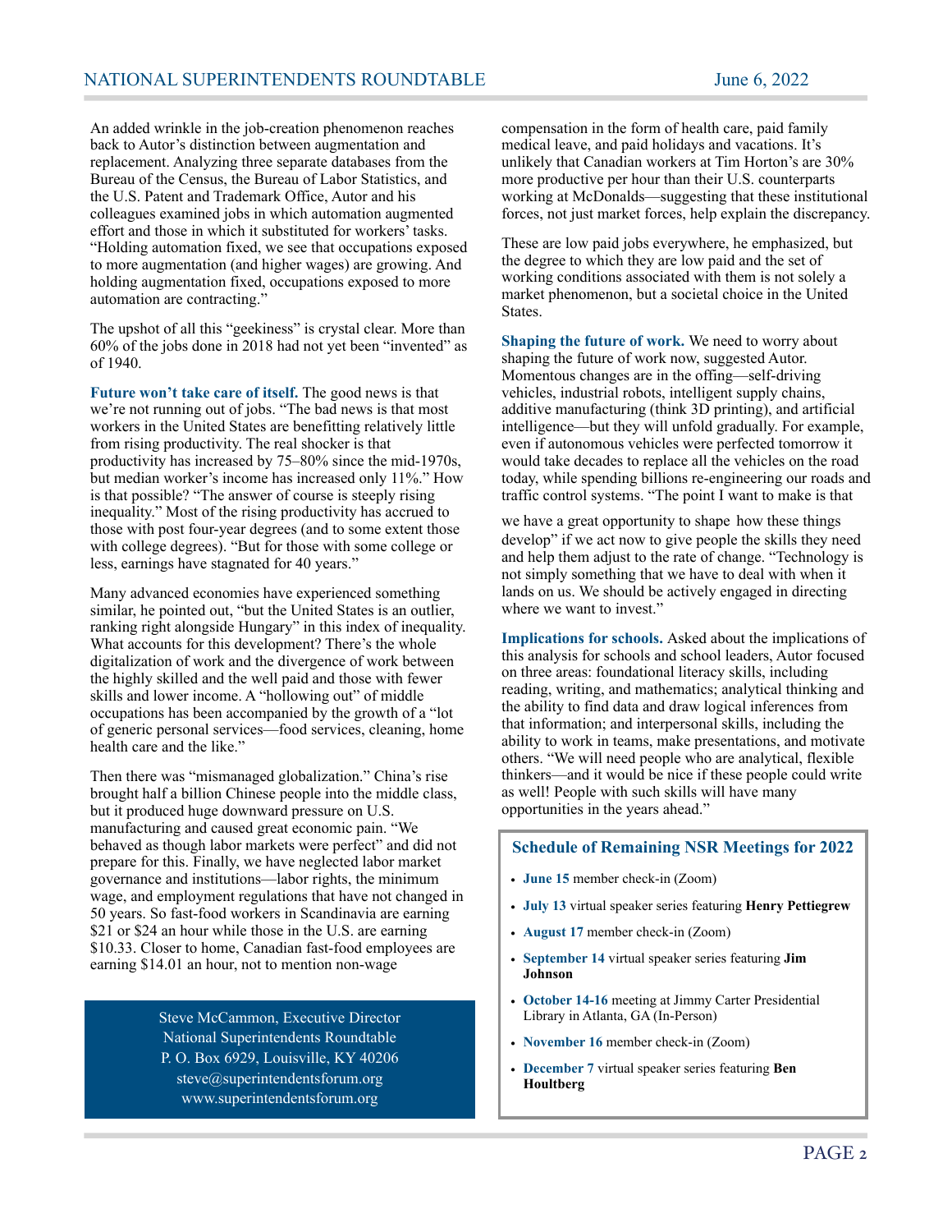An added wrinkle in the job-creation phenomenon reaches back to Autor's distinction between augmentation and replacement. Analyzing three separate databases from the Bureau of the Census, the Bureau of Labor Statistics, and the U.S. Patent and Trademark Office, Autor and his colleagues examined jobs in which automation augmented effort and those in which it substituted for workers' tasks. "Holding automation fixed, we see that occupations exposed to more augmentation (and higher wages) are growing. And holding augmentation fixed, occupations exposed to more automation are contracting."

The upshot of all this "geekiness" is crystal clear. More than 60% of the jobs done in 2018 had not yet been "invented" as of 1940.

**Future won't take care of itself.** The good news is that we're not running out of jobs. "The bad news is that most workers in the United States are benefitting relatively little from rising productivity. The real shocker is that productivity has increased by 75–80% since the mid-1970s, but median worker's income has increased only 11%." How is that possible? "The answer of course is steeply rising inequality." Most of the rising productivity has accrued to those with post four-year degrees (and to some extent those with college degrees). "But for those with some college or less, earnings have stagnated for 40 years."

Many advanced economies have experienced something similar, he pointed out, "but the United States is an outlier, ranking right alongside Hungary" in this index of inequality. What accounts for this development? There's the whole digitalization of work and the divergence of work between the highly skilled and the well paid and those with fewer skills and lower income. A "hollowing out" of middle occupations has been accompanied by the growth of a "lot of generic personal services—food services, cleaning, home health care and the like."

Then there was "mismanaged globalization." China's rise brought half a billion Chinese people into the middle class, but it produced huge downward pressure on U.S. manufacturing and caused great economic pain. "We behaved as though labor markets were perfect" and did not prepare for this. Finally, we have neglected labor market governance and institutions—labor rights, the minimum wage, and employment regulations that have not changed in 50 years. So fast-food workers in Scandinavia are earning $21 or $24 an hour while those in the U.S. are earning $10.33. Closer to home, Canadian fast-food employees are earning $14.01 an hour, not to mention non-wage compensation in the form of health care, paid family medical leave, and paid holidays and vacations. It's unlikely that Canadian workers at Tim Horton's are 30% more productive per hour than their U.S. counterparts working at McDonalds—suggesting that these institutional forces, not just market forces, help explain the discrepancy.

These are low paid jobs everywhere, he emphasized, but the degree to which they are low paid and the set of working conditions associated with them is not solely a market phenomenon, but a societal choice in the United States.

**Shaping the future of work.** We need to worry about shaping the future of work now, suggested Autor. Momentous changes are in the offing—self-driving vehicles, industrial robots, intelligent supply chains, additive manufacturing (think 3D printing), and artificial intelligence—but they will unfold gradually. For example, even if autonomous vehicles were perfected tomorrow it would take decades to replace all the vehicles on the road today, while spending billions re-engineering our roads and traffic control systems. "The point I want to make is that we have a great opportunity to shape how these things develop" if we act now to give people the skills they need and help them adjust to the rate of change. "Technology is not simply something that we have to deal with when it lands on us. We should be actively engaged in directing where we want to invest."

**Implications for schools.** Asked about the implications of this analysis for schools and school leaders, Autor focused on three areas: foundational literacy skills, including reading, writing, and mathematics; analytical thinking and the ability to find data and draw logical inferences from that information; and interpersonal skills, including the ability to work in teams, make presentations, and motivate others. "We will need people who are analytical, flexible thinkers—and it would be nice if these people could write as well! People with such skills will have many opportunities in the years ahead."

Steve McCammon, Executive Director
National Superintendents Roundtable
P. O. Box 6929, Louisville, KY 40206
steve@superintendentsforum.org
www.superintendentsforum.org

## Schedule of Remaining NSR Meetings for 2022

- **June 15** member check-in (Zoom)
- **July 13** virtual speaker series featuring **Henry Pettiegrew**
- **August 17** member check-in (Zoom)
- **September 14** virtual speaker series featuring **Jim Johnson**
- **October 14-16** meeting at Jimmy Carter Presidential Library in Atlanta, GA (In-Person)
- **November 16** member check-in (Zoom)
- **December 7** virtual speaker series featuring **Ben Houltberg**